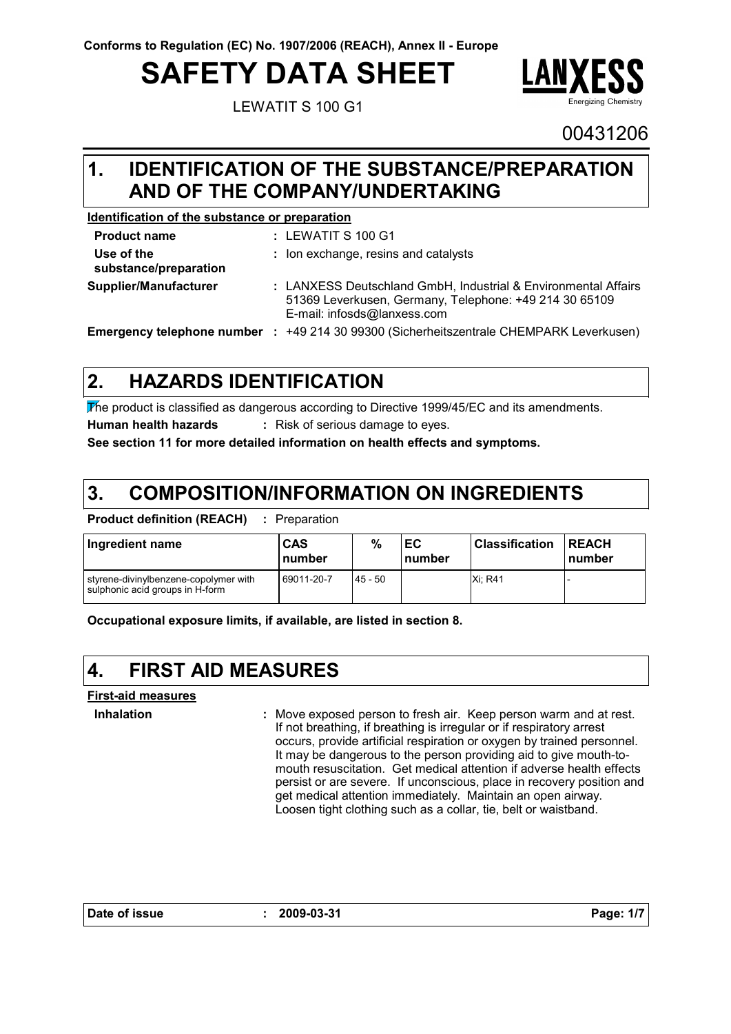Conforms to Regulation (EC) No. 1907/2006 (REACH), Annex II - Europe

# SAFETY DATA SHEET

LEWATIT S 100 G1

00431206

## 1. IDENTIFICATION OF THE SUBSTANCE/PREPARATION AND OF THE COMPANY/UNDERTAKING

**Identification of the substance or preparation**

**Product name** : LEWATIT S 100 G1

**Use of the substance/preparation** : Ion exchange, resins and catalysts

**Supplier/Manufacturer** : LANXESS Deutschland GmbH, Industrial & Environmental Affairs 51369 Leverkusen, Germany, Telephone: +49 214 30 65109 E-mail: infosds@lanxess.com

**Emergency telephone number** : +49 214 30 99300 (Sicherheitszentrale CHEMPARK Leverkusen)

## 2. HAZARDS IDENTIFICATION

The product is classified as dangerous according to Directive 1999/45/EC and its amendments.

**Human health hazards** : Risk of serious damage to eyes.

**See section 11 for more detailed information on health effects and symptoms.**

## 3. COMPOSITION/INFORMATION ON INGREDIENTS

**Product definition (REACH)** : Preparation

| Ingredient name | CAS number | % | EC number | Classification | REACH number |
|---|---|---|---|---|---|
| styrene-divinylbenzene-copolymer with sulphonic acid groups in H-form | 69011-20-7 | 45 - 50 | | Xi; R41 | - |

**Occupational exposure limits, if available, are listed in section 8.**

## 4. FIRST AID MEASURES

**First-aid measures**

**Inhalation** : Move exposed person to fresh air. Keep person warm and at rest. If not breathing, if breathing is irregular or if respiratory arrest occurs, provide artificial respiration or oxygen by trained personnel. It may be dangerous to the person providing aid to give mouth-to-mouth resuscitation. Get medical attention if adverse health effects persist or are severe. If unconscious, place in recovery position and get medical attention immediately. Maintain an open airway. Loosen tight clothing such as a collar, tie, belt or waistband.

**Date of issue** : 2009-03-31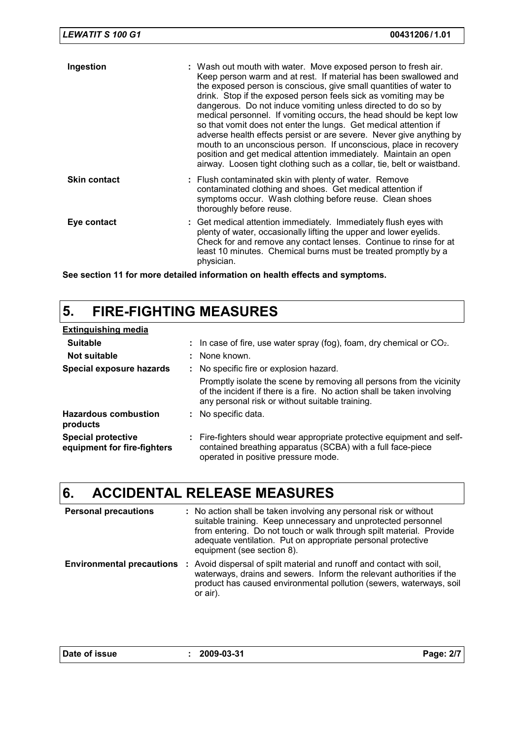| | |
|---|---|
| **Ingestion** | : Wash out mouth with water. Move exposed person to fresh air. Keep person warm and at rest. If material has been swallowed and the exposed person is conscious, give small quantities of water to drink. Stop if the exposed person feels sick as vomiting may be dangerous. Do not induce vomiting unless directed to do so by medical personnel. If vomiting occurs, the head should be kept low so that vomit does not enter the lungs. Get medical attention if adverse health effects persist or are severe. Never give anything by mouth to an unconscious person. If unconscious, place in recovery position and get medical attention immediately. Maintain an open airway. Loosen tight clothing such as a collar, tie, belt or waistband. |
| **Skin contact** | : Flush contaminated skin with plenty of water. Remove contaminated clothing and shoes. Get medical attention if symptoms occur. Wash clothing before reuse. Clean shoes thoroughly before reuse. |
| **Eye contact** | : Get medical attention immediately. Immediately flush eyes with plenty of water, occasionally lifting the upper and lower eyelids. Check for and remove any contact lenses. Continue to rinse for at least 10 minutes. Chemical burns must be treated promptly by a physician. |

**See section 11 for more detailed information on health effects and symptoms.**

## 5. FIRE-FIGHTING MEASURES

**Extinguishing media**

| | |
|---|---|
| **Suitable** | : In case of fire, use water spray (fog), foam, dry chemical or $CO_2$. |
| **Not suitable** | : None known. |
| **Special exposure hazards** | : No specific fire or explosion hazard. Promptly isolate the scene by removing all persons from the vicinity of the incident if there is a fire. No action shall be taken involving any personal risk or without suitable training. |
| **Hazardous combustion products** | : No specific data. |
| **Special protective equipment for fire-fighters** | : Fire-fighters should wear appropriate protective equipment and self-contained breathing apparatus (SCBA) with a full face-piece operated in positive pressure mode. |

## 6. ACCIDENTAL RELEASE MEASURES

| | |
|---|---|
| **Personal precautions** | : No action shall be taken involving any personal risk or without suitable training. Keep unnecessary and unprotected personnel from entering. Do not touch or walk through spilt material. Provide adequate ventilation. Put on appropriate personal protective equipment (see section 8). |
| **Environmental precautions** | : Avoid dispersal of spilt material and runoff and contact with soil, waterways, drains and sewers. Inform the relevant authorities if the product has caused environmental pollution (sewers, waterways, soil or air). |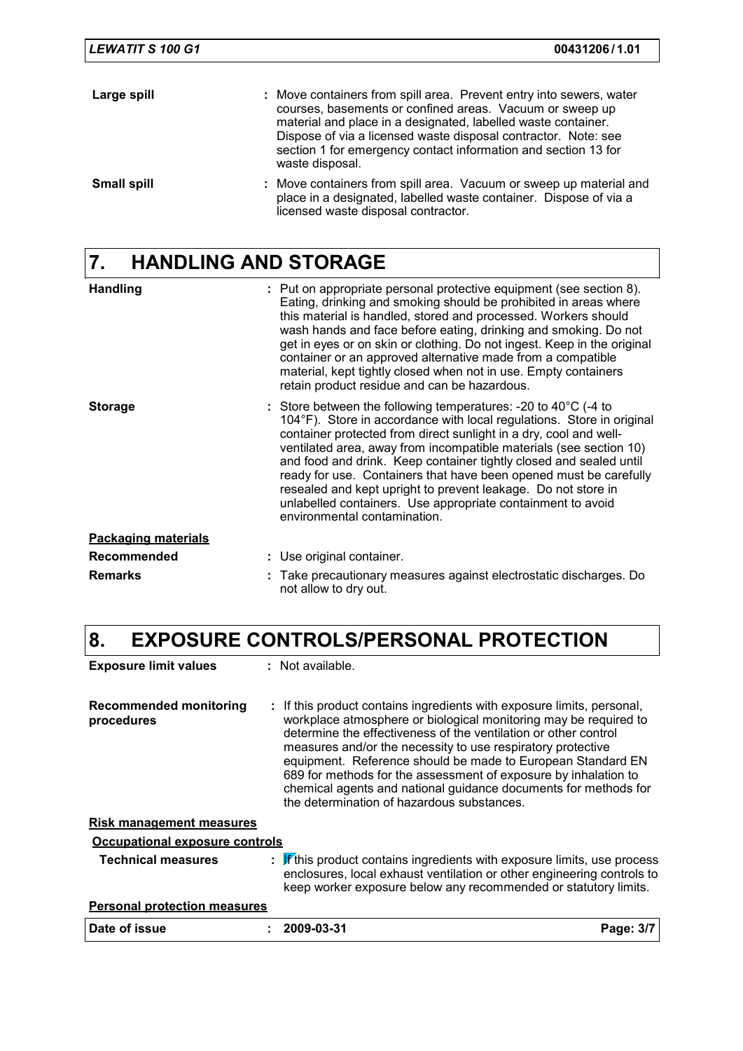**Large spill** : Move containers from spill area. Prevent entry into sewers, water courses, basements or confined areas. Vacuum or sweep up material and place in a designated, labelled waste container. Dispose of via a licensed waste disposal contractor. Note: see section 1 for emergency contact information and section 13 for waste disposal.

**Small spill** : Move containers from spill area. Vacuum or sweep up material and place in a designated, labelled waste container. Dispose of via a licensed waste disposal contractor.

## 7. HANDLING AND STORAGE

**Handling** : Put on appropriate personal protective equipment (see section 8). Eating, drinking and smoking should be prohibited in areas where this material is handled, stored and processed. Workers should wash hands and face before eating, drinking and smoking. Do not get in eyes or on skin or clothing. Do not ingest. Keep in the original container or an approved alternative made from a compatible material, kept tightly closed when not in use. Empty containers retain product residue and can be hazardous.

**Storage** : Store between the following temperatures: -20 to 40°C (-4 to 104°F). Store in accordance with local regulations. Store in original container protected from direct sunlight in a dry, cool and well-ventilated area, away from incompatible materials (see section 10) and food and drink. Keep container tightly closed and sealed until ready for use. Containers that have been opened must be carefully resealed and kept upright to prevent leakage. Do not store in unlabelled containers. Use appropriate containment to avoid environmental contamination.

**Packaging materials**

**Recommended** : Use original container.

**Remarks** : Take precautionary measures against electrostatic discharges. Do not allow to dry out.

## 8. EXPOSURE CONTROLS/PERSONAL PROTECTION

**Exposure limit values** : Not available.

**Recommended monitoring procedures** : If this product contains ingredients with exposure limits, personal, workplace atmosphere or biological monitoring may be required to determine the effectiveness of the ventilation or other control measures and/or the necessity to use respiratory protective equipment. Reference should be made to European Standard EN 689 for methods for the assessment of exposure by inhalation to chemical agents and national guidance documents for methods for the determination of hazardous substances.

**Risk management measures**

**Occupational exposure controls**

**Technical measures** : If this product contains ingredients with exposure limits, use process enclosures, local exhaust ventilation or other engineering controls to keep worker exposure below any recommended or statutory limits.

**Personal protection measures**

**Date of issue** : 2009-03-31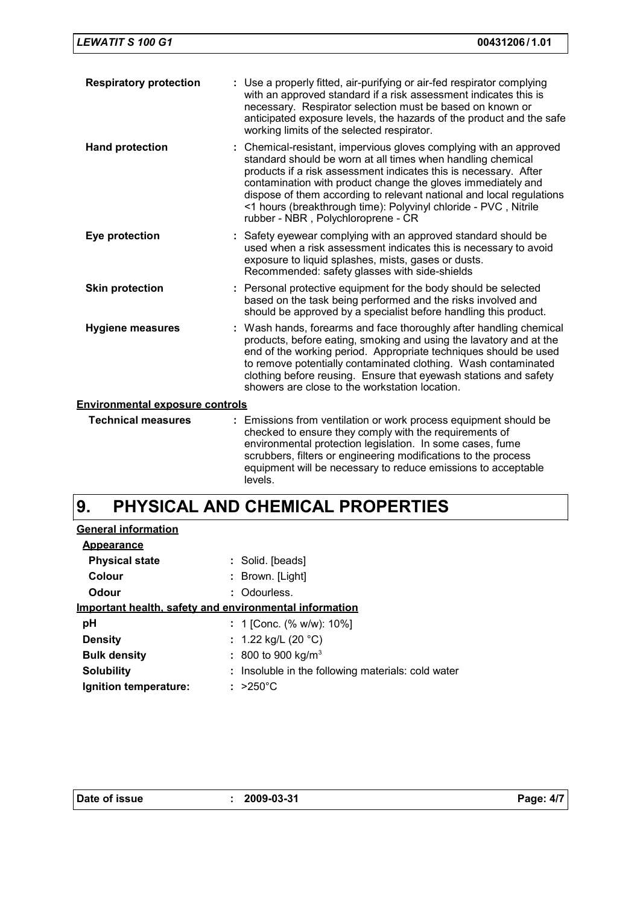**Respiratory protection** : Use a properly fitted, air-purifying or air-fed respirator complying with an approved standard if a risk assessment indicates this is necessary. Respirator selection must be based on known or anticipated exposure levels, the hazards of the product and the safe working limits of the selected respirator.

**Hand protection** : Chemical-resistant, impervious gloves complying with an approved standard should be worn at all times when handling chemical products if a risk assessment indicates this is necessary. After contamination with product change the gloves immediately and dispose of them according to relevant national and local regulations <1 hours (breakthrough time): Polyvinyl chloride - PVC , Nitrile rubber - NBR , Polychloroprene - CR

**Eye protection** : Safety eyewear complying with an approved standard should be used when a risk assessment indicates this is necessary to avoid exposure to liquid splashes, mists, gases or dusts. Recommended: safety glasses with side-shields

**Skin protection** : Personal protective equipment for the body should be selected based on the task being performed and the risks involved and should be approved by a specialist before handling this product.

**Hygiene measures** : Wash hands, forearms and face thoroughly after handling chemical products, before eating, smoking and using the lavatory and at the end of the working period. Appropriate techniques should be used to remove potentially contaminated clothing. Wash contaminated clothing before reusing. Ensure that eyewash stations and safety showers are close to the workstation location.

**Environmental exposure controls**

**Technical measures** : Emissions from ventilation or work process equipment should be checked to ensure they comply with the requirements of environmental protection legislation. In some cases, fume scrubbers, filters or engineering modifications to the process equipment will be necessary to reduce emissions to acceptable levels.

# 9. PHYSICAL AND CHEMICAL PROPERTIES

**General information**

**Appearance**

**Physical state** : Solid. [beads]

**Colour** : Brown. [Light]

**Odour** : Odourless.

**Important health, safety and environmental information**

**pH** : 1 [Conc. (% w/w): 10%]

**Density** : 1.22 kg/L (20 °C)

**Bulk density** : 800 to 900 kg/m$^3$

**Solubility** : Insoluble in the following materials: cold water

**Ignition temperature:** : >250°C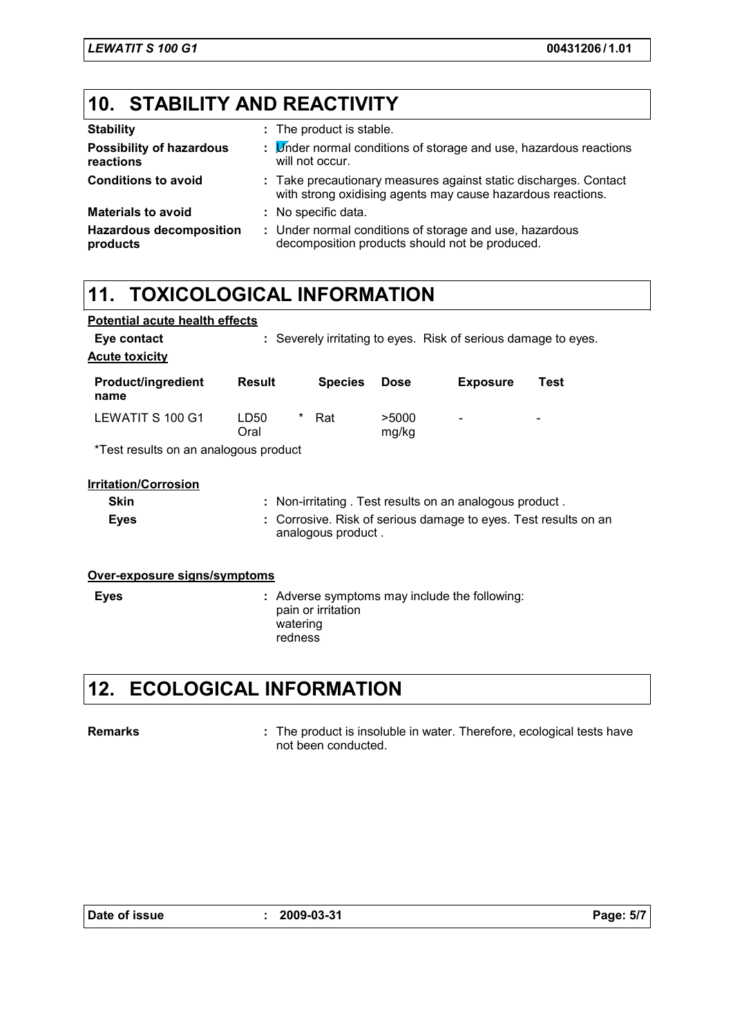## 10. STABILITY AND REACTIVITY

**Stability** : The product is stable.

**Possibility of hazardous reactions** : Under normal conditions of storage and use, hazardous reactions will not occur.

**Conditions to avoid** : Take precautionary measures against static discharges. Contact with strong oxidising agents may cause hazardous reactions.

**Materials to avoid** : No specific data.

**Hazardous decomposition products** : Under normal conditions of storage and use, hazardous decomposition products should not be produced.

## 11. TOXICOLOGICAL INFORMATION

**Potential acute health effects**

**Eye contact** : Severely irritating to eyes. Risk of serious damage to eyes.

**Acute toxicity**

| Product/ingredient name | Result | | Species | Dose | Exposure | Test |
|---|---|---|---|---|---|---|
| LEWATIT S 100 G1 | LD50 Oral | * | Rat | >5000 mg/kg | - | - |

*Test results on an analogous product

**Irritation/Corrosion**

**Skin** : Non-irritating . Test results on an analogous product .

**Eyes** : Corrosive. Risk of serious damage to eyes. Test results on an analogous product .

**Over-exposure signs/symptoms**

**Eyes** : Adverse symptoms may include the following:
pain or irritation
watering
redness

## 12. ECOLOGICAL INFORMATION

**Remarks** : The product is insoluble in water. Therefore, ecological tests have not been conducted.

Date of issue : 2009-03-31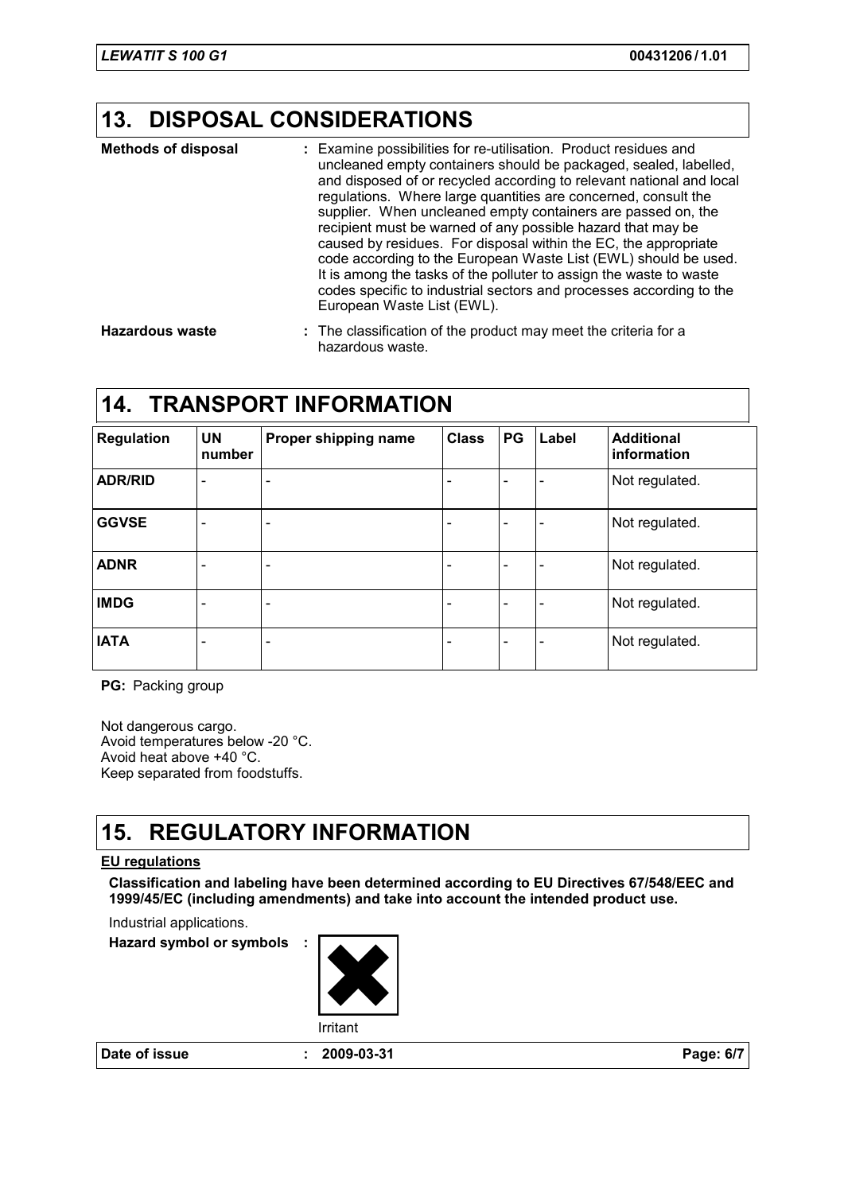## 13. DISPOSAL CONSIDERATIONS

**Methods of disposal** : Examine possibilities for re-utilisation. Product residues and uncleaned empty containers should be packaged, sealed, labelled, and disposed of or recycled according to relevant national and local regulations. Where large quantities are concerned, consult the supplier. When uncleaned empty containers are passed on, the recipient must be warned of any possible hazard that may be caused by residues. For disposal within the EC, the appropriate code according to the European Waste List (EWL) should be used. It is among the tasks of the polluter to assign the waste to waste codes specific to industrial sectors and processes according to the European Waste List (EWL).

**Hazardous waste** : The classification of the product may meet the criteria for a hazardous waste.

## 14. TRANSPORT INFORMATION

| Regulation | UN number | Proper shipping name | Class | PG | Label | Additional information |
|---|---|---|---|---|---|---|
| **ADR/RID** | - | - | - | - | - | Not regulated. |
| **GGVSE** | - | - | - | - | - | Not regulated. |
| **ADNR** | - | - | - | - | - | Not regulated. |
| **IMDG** | - | - | - | - | - | Not regulated. |
| **IATA** | - | - | - | - | - | Not regulated. |

**PG:** Packing group

Not dangerous cargo.
Avoid temperatures below -20 °C.
Avoid heat above +40 °C.
Keep separated from foodstuffs.

## 15. REGULATORY INFORMATION

**EU regulations**

**Classification and labeling have been determined according to EU Directives 67/548/EEC and 1999/45/EC (including amendments) and take into account the intended product use.**

Industrial applications.

**Hazard symbol or symbols** :

Irritant

**Date of issue** : **2009-03-31**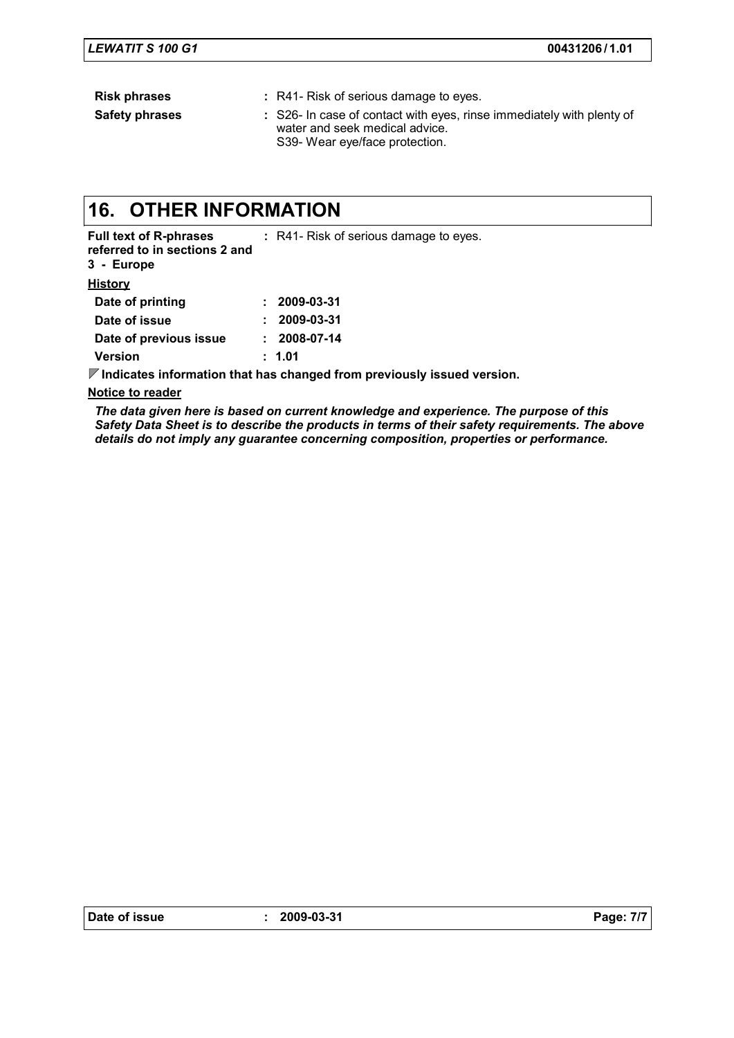**Risk phrases** : R41- Risk of serious damage to eyes.

**Safety phrases** : S26- In case of contact with eyes, rinse immediately with plenty of water and seek medical advice.
S39- Wear eye/face protection.

# 16. OTHER INFORMATION

**Full text of R-phrases referred to in sections 2 and 3 - Europe** : R41- Risk of serious damage to eyes.

**History**

| | |
|---|---|
| **Date of printing** | : **2009-03-31** |
| **Date of issue** | : **2009-03-31** |
| **Date of previous issue** | : **2008-07-14** |
| **Version** | : **1.01** |

**Indicates information that has changed from previously issued version.**

**Notice to reader**

***The data given here is based on current knowledge and experience. The purpose of this Safety Data Sheet is to describe the products in terms of their safety requirements. The above details do not imply any guarantee concerning composition, properties or performance.***